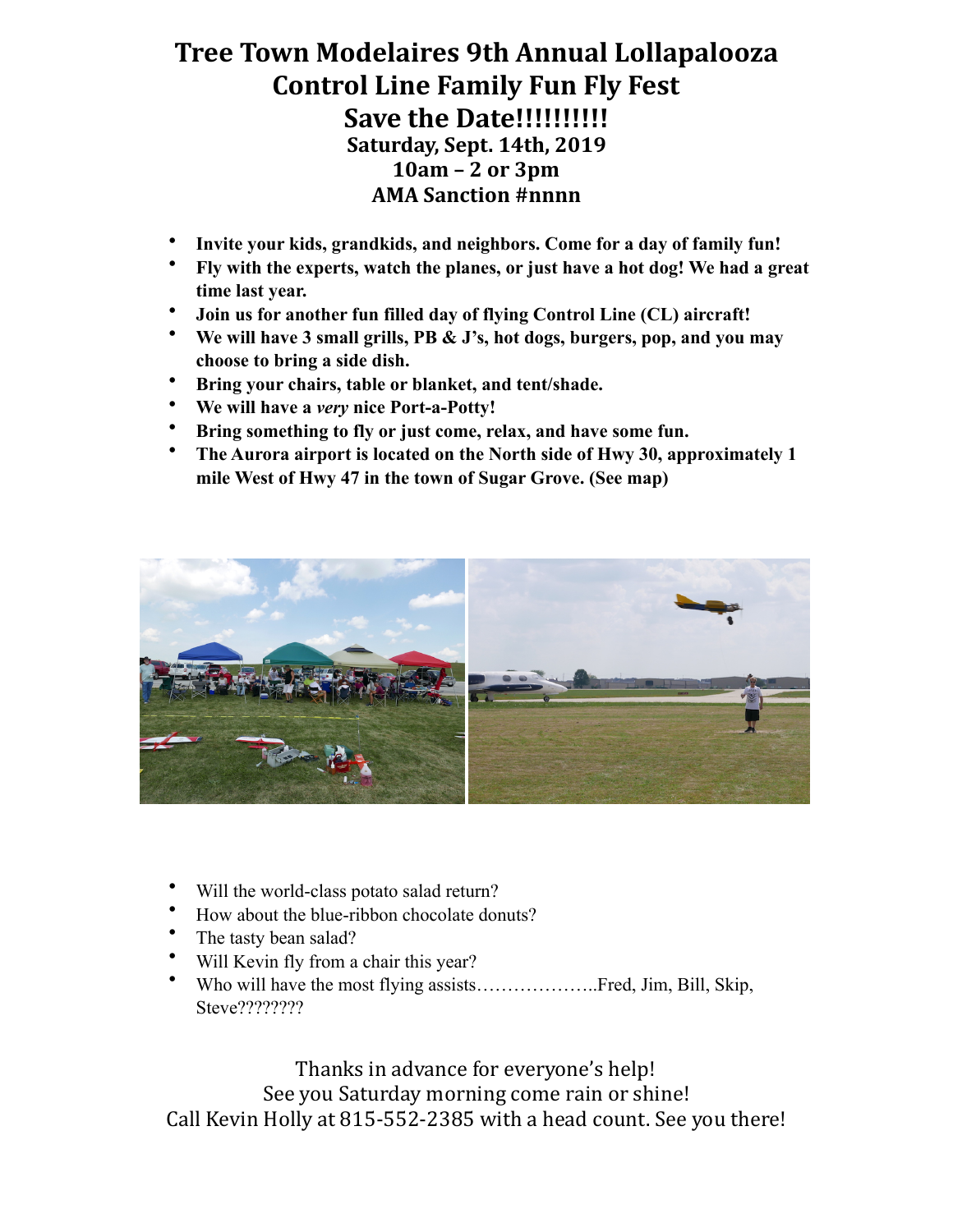# Tree Town Modelaires 9th Annual Lollapalooza Control Line Family Fun Fly Fest

## Save the Date!!!!!!!!!!

### Saturday, Sept. 14th, 2019

### 10am – 2 or 3pm

### AMA Sanction #nnnn

- **Invite your kids, grandkids, and neighbors. Come for a day of family fun!**
- **Fly with the experts, watch the planes, or just have a hot dog! We had a great time last year.**
- **Join us for another fun filled day of flying Control Line (CL) aircraft!**
- **We will have 3 small grills, PB & J's, hot dogs, burgers, pop, and you may choose to bring a side dish.**
- **Bring your chairs, table or blanket, and tent/shade.**
- **We will have a *very* nice Port-a-Potty!**
- **Bring something to fly or just come, relax, and have some fun.**
- **The Aurora airport is located on the North side of Hwy 30, approximately 1 mile West of Hwy 47 in the town of Sugar Grove. (See map)**

- Will the world-class potato salad return?
- How about the blue-ribbon chocolate donuts?
- The tasty bean salad?
- Will Kevin fly from a chair this year?
- Who will have the most flying assists………………..Fred, Jim, Bill, Skip, Steve????????

Thanks in advance for everyone's help!
See you Saturday morning come rain or shine!
Call Kevin Holly at 815-552-2385 with a head count. See you there!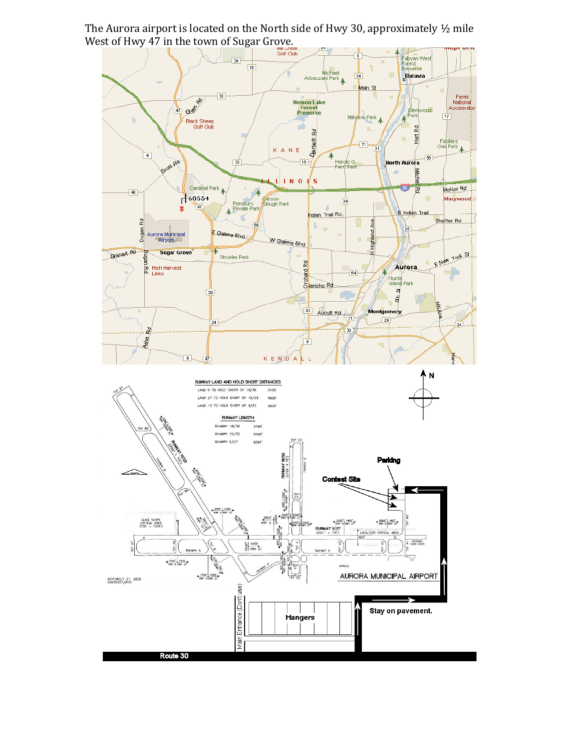The Aurora airport is located on the North side of Hwy 30, approximately ½ mile West of Hwy 47 in the town of Sugar Grove.

RUNWAY LAND AND HOLD SHORT DISTANCES

| | |
|---|---|
| LAND 9 TO HOLD SHORT OF 18/36 | 3450' |
| LAND 27 TO HOLD SHORT OF 15/33 | 4000' |
| LAND 15 TO HOLD SHORT OF 9/27 | 3900' |

RUNWAY LENGTH

| | |
|---|---|
| RUNWAY 18/36 | 3199' |
| RUNWAY 15/33 | 5502' |
| RUNWAY 9/27 | 6501' |

Parking

Contest Site

AURORA MUNICIPAL AIRPORT

Stay on pavement.

Hangers

Main Entrance (Don't use)

Route 30